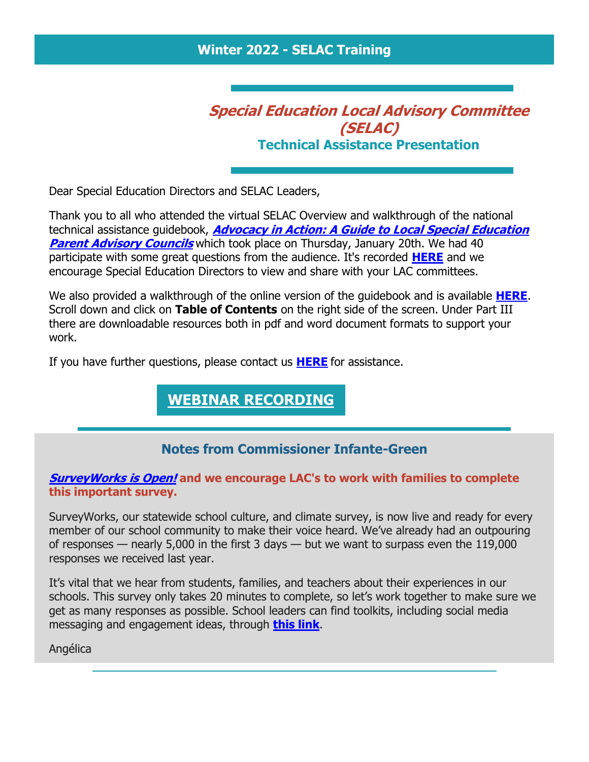## Winter 2022 - SELAC Training

# ***Special Education Local Advisory Committee (SELAC)***

### Technical Assistance Presentation

Dear Special Education Directors and SELAC Leaders,

Thank you to all who attended the virtual SELAC Overview and walkthrough of the national technical assistance guidebook, ***Advocacy in Action: A Guide to Local Special Education Parent Advisory Councils*** which took place on Thursday, January 20th. We had 40 participate with some great questions from the audience. It's recorded **HERE** and we encourage Special Education Directors to view and share with your LAC committees.

We also provided a walkthrough of the online version of the guidebook and is available **HERE**. Scroll down and click on **Table of Contents** on the right side of the screen. Under Part III there are downloadable resources both in pdf and word document formats to support your work.

If you have further questions, please contact us **HERE** for assistance.

**WEBINAR RECORDING**

## Notes from Commissioner Infante-Green

***SurveyWorks is Open!*** **and we encourage LAC's to work with families to complete this important survey.**

SurveyWorks, our statewide school culture, and climate survey, is now live and ready for every member of our school community to make their voice heard. We've already had an outpouring of responses — nearly 5,000 in the first 3 days — but we want to surpass even the 119,000 responses we received last year.

It's vital that we hear from students, families, and teachers about their experiences in our schools. This survey only takes 20 minutes to complete, so let's work together to make sure we get as many responses as possible. School leaders can find toolkits, including social media messaging and engagement ideas, through **this link**.

Angélica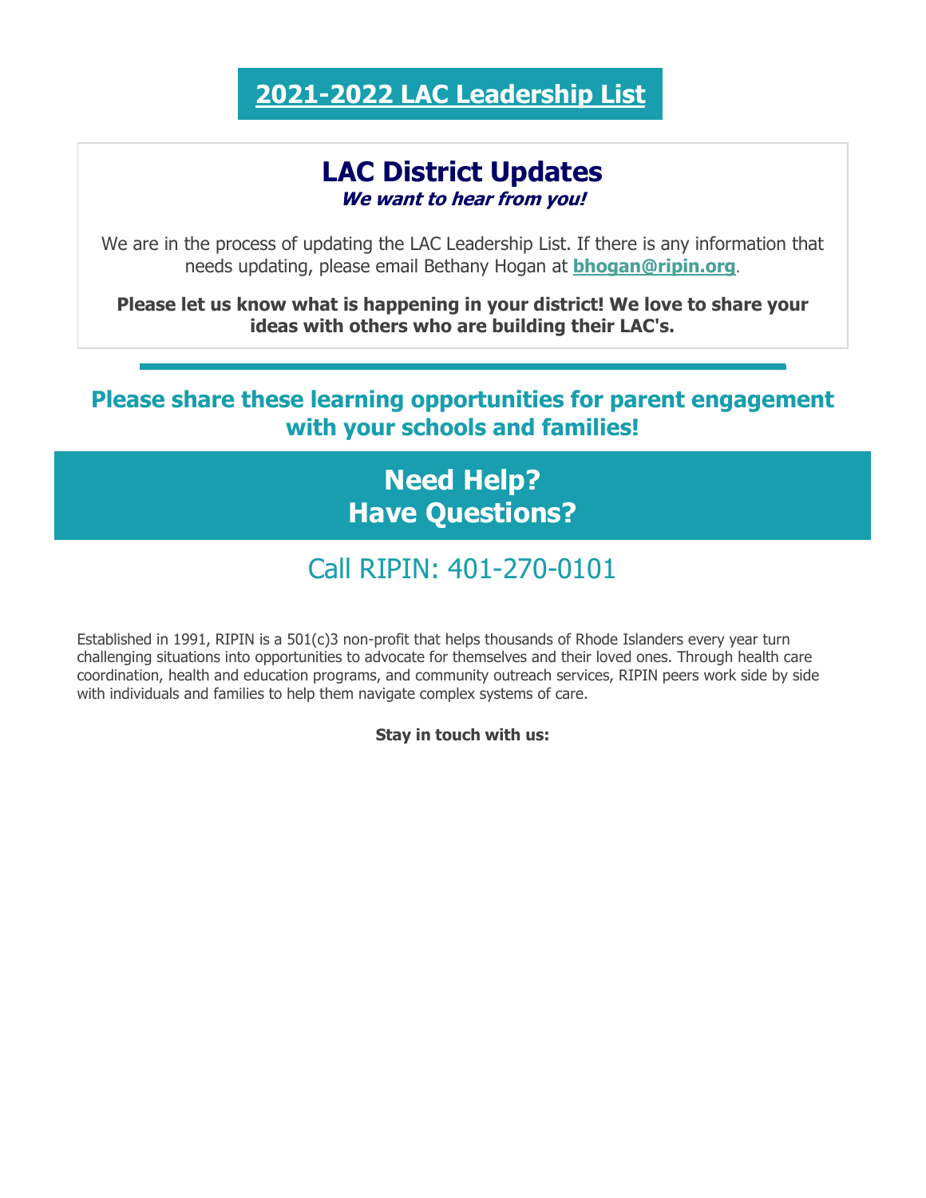# 2021-2022 LAC Leadership List

## LAC District Updates

***We want to hear from you!***

We are in the process of updating the LAC Leadership List. If there is any information that needs updating, please email Bethany Hogan at **bhogan@ripin.org**.

**Please let us know what is happening in your district! We love to share your ideas with others who are building their LAC's.**

---

## Please share these learning opportunities for parent engagement with your schools and families!

## Need Help?
## Have Questions?

## Call RIPIN: 401-270-0101

Established in 1991, RIPIN is a 501(c)3 non-profit that helps thousands of Rhode Islanders every year turn challenging situations into opportunities to advocate for themselves and their loved ones. Through health care coordination, health and education programs, and community outreach services, RIPIN peers work side by side with individuals and families to help them navigate complex systems of care.

**Stay in touch with us:**